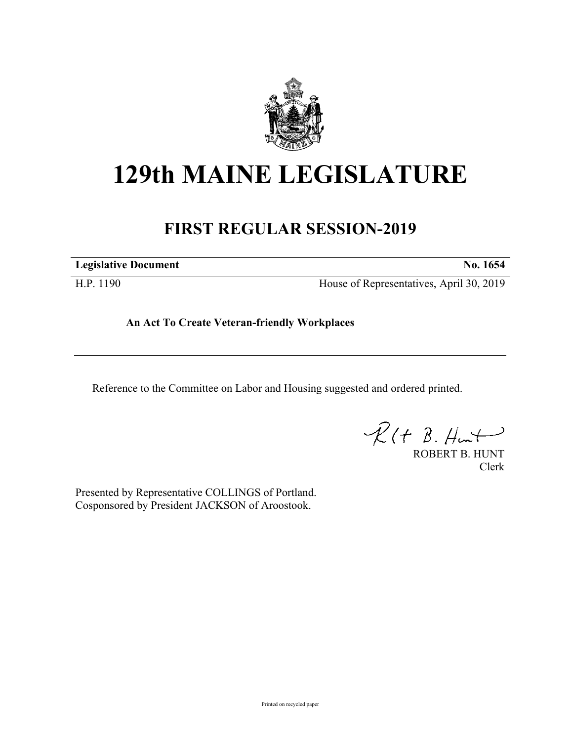# 129th MAINE LEGISLATURE

## FIRST REGULAR SESSION-2019

| **Legislative Document** | **No. 1654** |
| --- | --- |
| H.P. 1190 | House of Representatives, April 30, 2019 |

**An Act To Create Veteran-friendly Workplaces**

Reference to the Committee on Labor and Housing suggested and ordered printed.

ROBERT B. HUNT
Clerk

Presented by Representative COLLINGS of Portland.
Cosponsored by President JACKSON of Aroostook.

Printed on recycled paper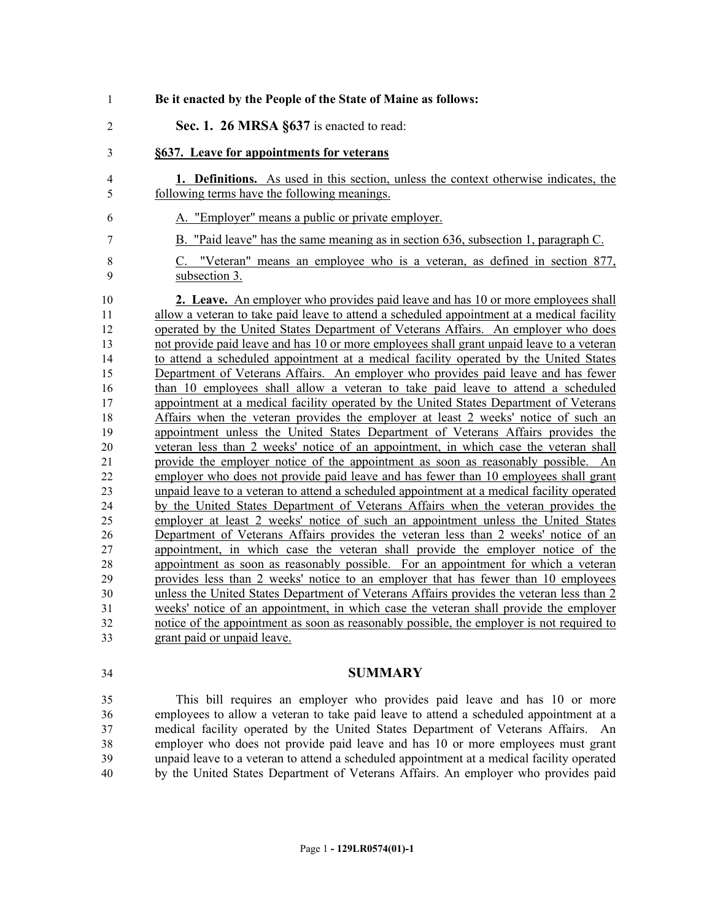**Be it enacted by the People of the State of Maine as follows:**

**Sec. 1. 26 MRSA §637** is enacted to read:

**§637. Leave for appointments for veterans**

**1. Definitions.** As used in this section, unless the context otherwise indicates, the following terms have the following meanings.

A. "Employer" means a public or private employer.

B. "Paid leave" has the same meaning as in section 636, subsection 1, paragraph C.

C. "Veteran" means an employee who is a veteran, as defined in section 877, subsection 3.

**2. Leave.** An employer who provides paid leave and has 10 or more employees shall allow a veteran to take paid leave to attend a scheduled appointment at a medical facility operated by the United States Department of Veterans Affairs. An employer who does not provide paid leave and has 10 or more employees shall grant unpaid leave to a veteran to attend a scheduled appointment at a medical facility operated by the United States Department of Veterans Affairs. An employer who provides paid leave and has fewer than 10 employees shall allow a veteran to take paid leave to attend a scheduled appointment at a medical facility operated by the United States Department of Veterans Affairs when the veteran provides the employer at least 2 weeks' notice of such an appointment unless the United States Department of Veterans Affairs provides the veteran less than 2 weeks' notice of an appointment, in which case the veteran shall provide the employer notice of the appointment as soon as reasonably possible. An employer who does not provide paid leave and has fewer than 10 employees shall grant unpaid leave to a veteran to attend a scheduled appointment at a medical facility operated by the United States Department of Veterans Affairs when the veteran provides the employer at least 2 weeks' notice of such an appointment unless the United States Department of Veterans Affairs provides the veteran less than 2 weeks' notice of an appointment, in which case the veteran shall provide the employer notice of the appointment as soon as reasonably possible. For an appointment for which a veteran provides less than 2 weeks' notice to an employer that has fewer than 10 employees unless the United States Department of Veterans Affairs provides the veteran less than 2 weeks' notice of an appointment, in which case the veteran shall provide the employer notice of the appointment as soon as reasonably possible, the employer is not required to grant paid or unpaid leave.

## SUMMARY

This bill requires an employer who provides paid leave and has 10 or more employees to allow a veteran to take paid leave to attend a scheduled appointment at a medical facility operated by the United States Department of Veterans Affairs. An employer who does not provide paid leave and has 10 or more employees must grant unpaid leave to a veteran to attend a scheduled appointment at a medical facility operated by the United States Department of Veterans Affairs. An employer who provides paid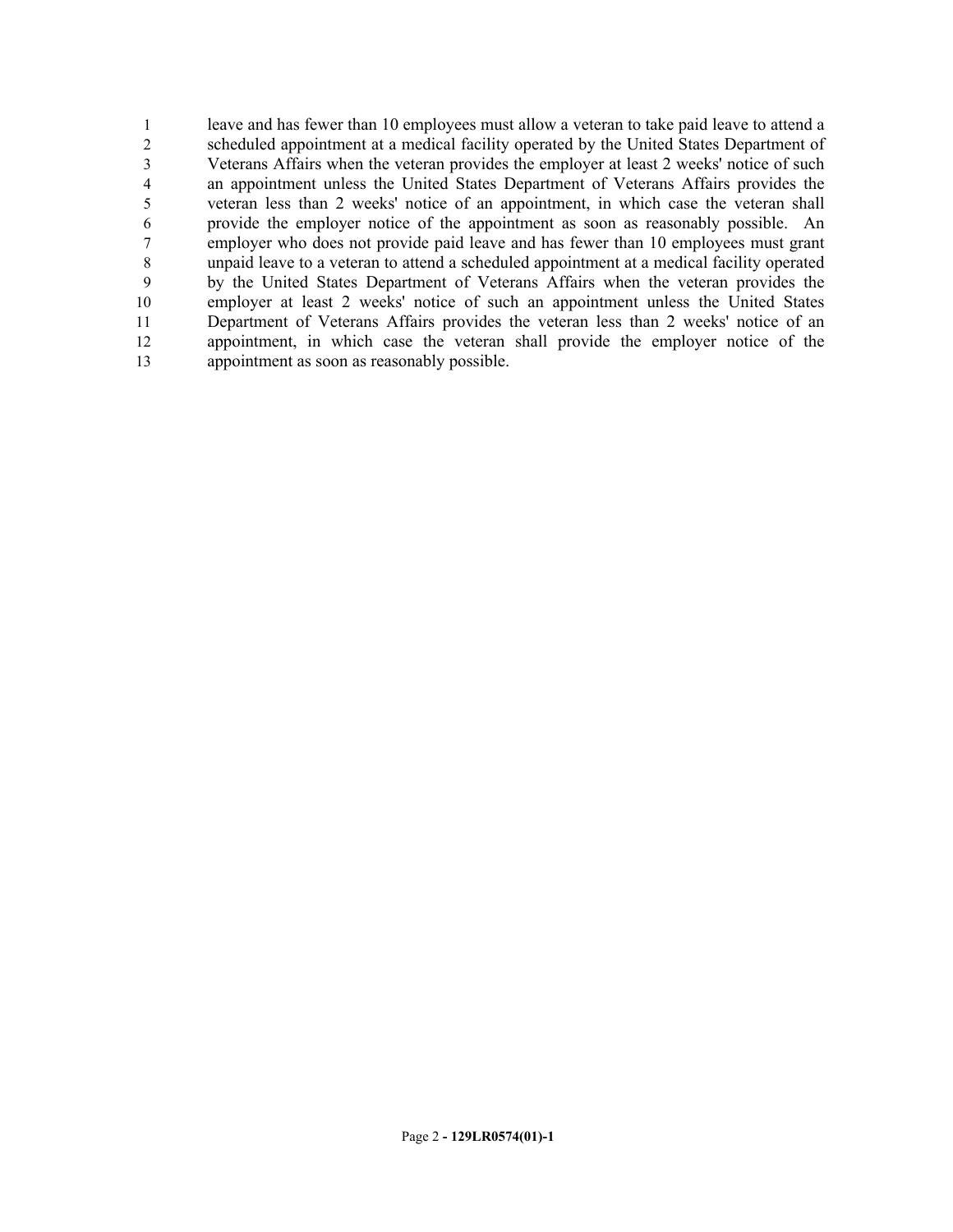leave and has fewer than 10 employees must allow a veteran to take paid leave to attend a scheduled appointment at a medical facility operated by the United States Department of Veterans Affairs when the veteran provides the employer at least 2 weeks' notice of such an appointment unless the United States Department of Veterans Affairs provides the veteran less than 2 weeks' notice of an appointment, in which case the veteran shall provide the employer notice of the appointment as soon as reasonably possible. An employer who does not provide paid leave and has fewer than 10 employees must grant unpaid leave to a veteran to attend a scheduled appointment at a medical facility operated by the United States Department of Veterans Affairs when the veteran provides the employer at least 2 weeks' notice of such an appointment unless the United States Department of Veterans Affairs provides the veteran less than 2 weeks' notice of an appointment, in which case the veteran shall provide the employer notice of the appointment as soon as reasonably possible.